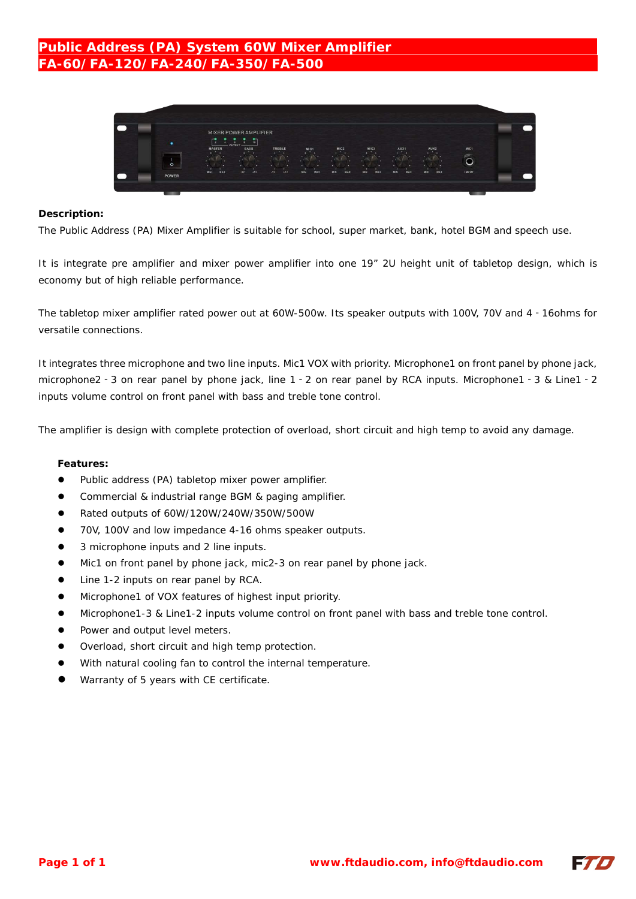# Public Address (PA) System 60W Mixer Amplifier
# FA-60/ FA-120/ FA-240/ FA-350/ FA-500

**Description:**

The Public Address (PA) Mixer Amplifier is suitable for school, super market, bank, hotel BGM and speech use.

It is integrate pre amplifier and mixer power amplifier into one 19” 2U height unit of tabletop design, which is economy but of high reliable performance.

The tabletop mixer amplifier rated power out at 60W-500w. Its speaker outputs with 100V, 70V and 4 - 16ohms for versatile connections.

It integrates three microphone and two line inputs. Mic1 VOX with priority. Microphone1 on front panel by phone jack, microphone2 - 3 on rear panel by phone jack, line 1 - 2 on rear panel by RCA inputs. Microphone1 - 3 & Line1 - 2 inputs volume control on front panel with bass and treble tone control.

The amplifier is design with complete protection of overload, short circuit and high temp to avoid any damage.

**Features:**

- Public address (PA) tabletop mixer power amplifier.
- Commercial & industrial range BGM & paging amplifier.
- Rated outputs of 60W/120W/240W/350W/500W
- 70V, 100V and low impedance 4-16 ohms speaker outputs.
- 3 microphone inputs and 2 line inputs.
- Mic1 on front panel by phone jack, mic2-3 on rear panel by phone jack.
- Line 1-2 inputs on rear panel by RCA.
- Microphone1 of VOX features of highest input priority.
- Microphone1-3 & Line1-2 inputs volume control on front panel with bass and treble tone control.
- Power and output level meters.
- Overload, short circuit and high temp protection.
- With natural cooling fan to control the internal temperature.
- Warranty of 5 years with CE certificate.

www.ftdaudio.com, info@ftdaudio.com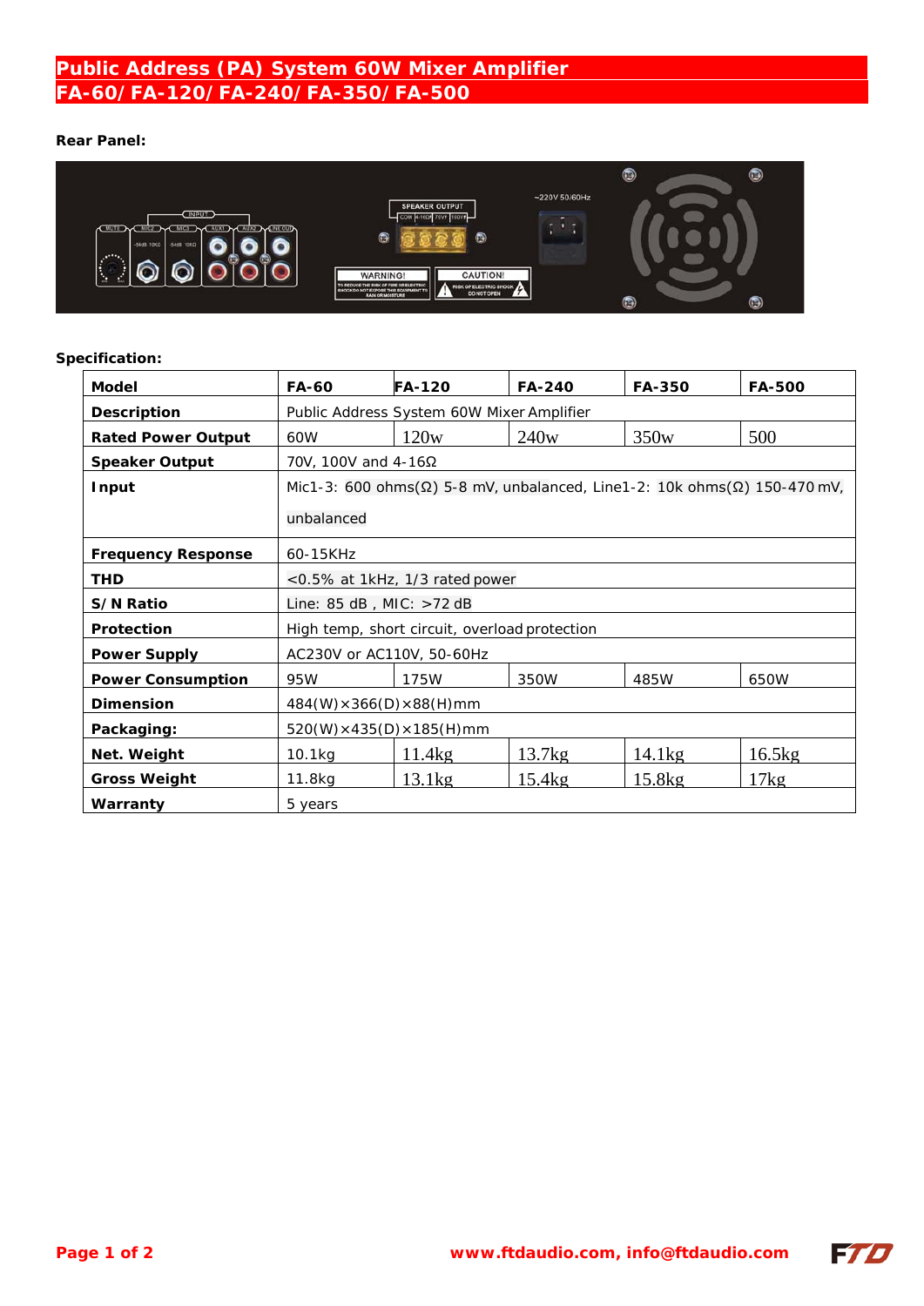# Public Address (PA) System 60W Mixer Amplifier
# FA-60/ FA-120/ FA-240/ FA-350/ FA-500

**Rear Panel:**

**Specification:**

| **Model** | **FA-60** | **FA-120** | **FA-240** | **FA-350** | **FA-500** |
|---|---|---|---|---|---|
| **Description** | Public Address System 60W Mixer Amplifier | | | | |
| **Rated Power Output** | 60W | 120w | 240w | 350w | 500 |
| **Speaker Output** | 70V, 100V and 4-16Ω | | | | |
| **Input** | Mic1-3: 600 ohms(Ω) 5-8 mV, unbalanced, Line1-2: 10k ohms(Ω) 150-470 mV, unbalanced | | | | |
| **Frequency Response** | 60-15KHz | | | | |
| **THD** | <0.5% at 1kHz, 1/3 rated power | | | | |
| **S/N Ratio** | Line: 85 dB , MIC: >72 dB | | | | |
| **Protection** | High temp, short circuit, overload protection | | | | |
| **Power Supply** | AC230V or AC110V, 50-60Hz | | | | |
| **Power Consumption** | 95W | 175W | 350W | 485W | 650W |
| **Dimension** | 484(W)×366(D)×88(H)mm | | | | |
| **Packaging:** | 520(W)×435(D)×185(H)mm | | | | |
| **Net. Weight** | 10.1kg | 11.4kg | 13.7kg | 14.1kg | 16.5kg |
| **Gross Weight** | 11.8kg | 13.1kg | 15.4kg | 15.8kg | 17kg |
| **Warranty** | 5 years | | | | |

www.ftdaudio.com, info@ftdaudio.com